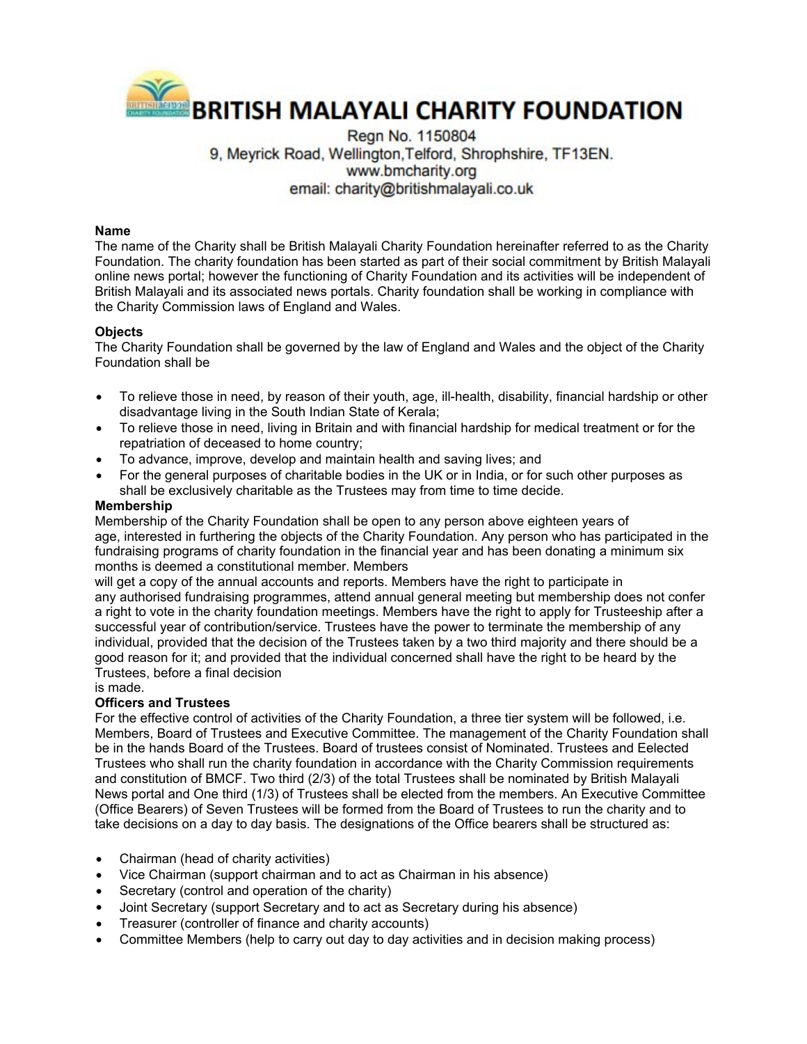# BRITISH MALAYALI CHARITY FOUNDATION

Regn No. 1150804
9, Meyrick Road, Wellington,Telford, Shrophshire, TF13EN.
www.bmcharity.org
email: charity@britishmalayali.co.uk

**Name**
The name of the Charity shall be British Malayali Charity Foundation hereinafter referred to as the Charity Foundation. The charity foundation has been started as part of their social commitment by British Malayali online news portal; however the functioning of Charity Foundation and its activities will be independent of British Malayali and its associated news portals. Charity foundation shall be working in compliance with the Charity Commission laws of England and Wales.

**Objects**
The Charity Foundation shall be governed by the law of England and Wales and the object of the Charity Foundation shall be

- To relieve those in need, by reason of their youth, age, ill-health, disability, financial hardship or other disadvantage living in the South Indian State of Kerala;
- To relieve those in need, living in Britain and with financial hardship for medical treatment or for the repatriation of deceased to home country;
- To advance, improve, develop and maintain health and saving lives; and
- For the general purposes of charitable bodies in the UK or in India, or for such other purposes as shall be exclusively charitable as the Trustees may from time to time decide.

**Membership**
Membership of the Charity Foundation shall be open to any person above eighteen years of age, interested in furthering the objects of the Charity Foundation. Any person who has participated in the fundraising programs of charity foundation in the financial year and has been donating a minimum six months is deemed a constitutional member. Members will get a copy of the annual accounts and reports. Members have the right to participate in any authorised fundraising programmes, attend annual general meeting but membership does not confer a right to vote in the charity foundation meetings. Members have the right to apply for Trusteeship after a successful year of contribution/service. Trustees have the power to terminate the membership of any individual, provided that the decision of the Trustees taken by a two third majority and there should be a good reason for it; and provided that the individual concerned shall have the right to be heard by the Trustees, before a final decision is made.

**Officers and Trustees**
For the effective control of activities of the Charity Foundation, a three tier system will be followed, i.e. Members, Board of Trustees and Executive Committee. The management of the Charity Foundation shall be in the hands Board of the Trustees. Board of trustees consist of Nominated. Trustees and Eelected Trustees who shall run the charity foundation in accordance with the Charity Commission requirements and constitution of BMCF. Two third (2/3) of the total Trustees shall be nominated by British Malayali News portal and One third (1/3) of Trustees shall be elected from the members. An Executive Committee (Office Bearers) of Seven Trustees will be formed from the Board of Trustees to run the charity and to take decisions on a day to day basis. The designations of the Office bearers shall be structured as:

- Chairman (head of charity activities)
- Vice Chairman (support chairman and to act as Chairman in his absence)
- Secretary (control and operation of the charity)
- Joint Secretary (support Secretary and to act as Secretary during his absence)
- Treasurer (controller of finance and charity accounts)
- Committee Members (help to carry out day to day activities and in decision making process)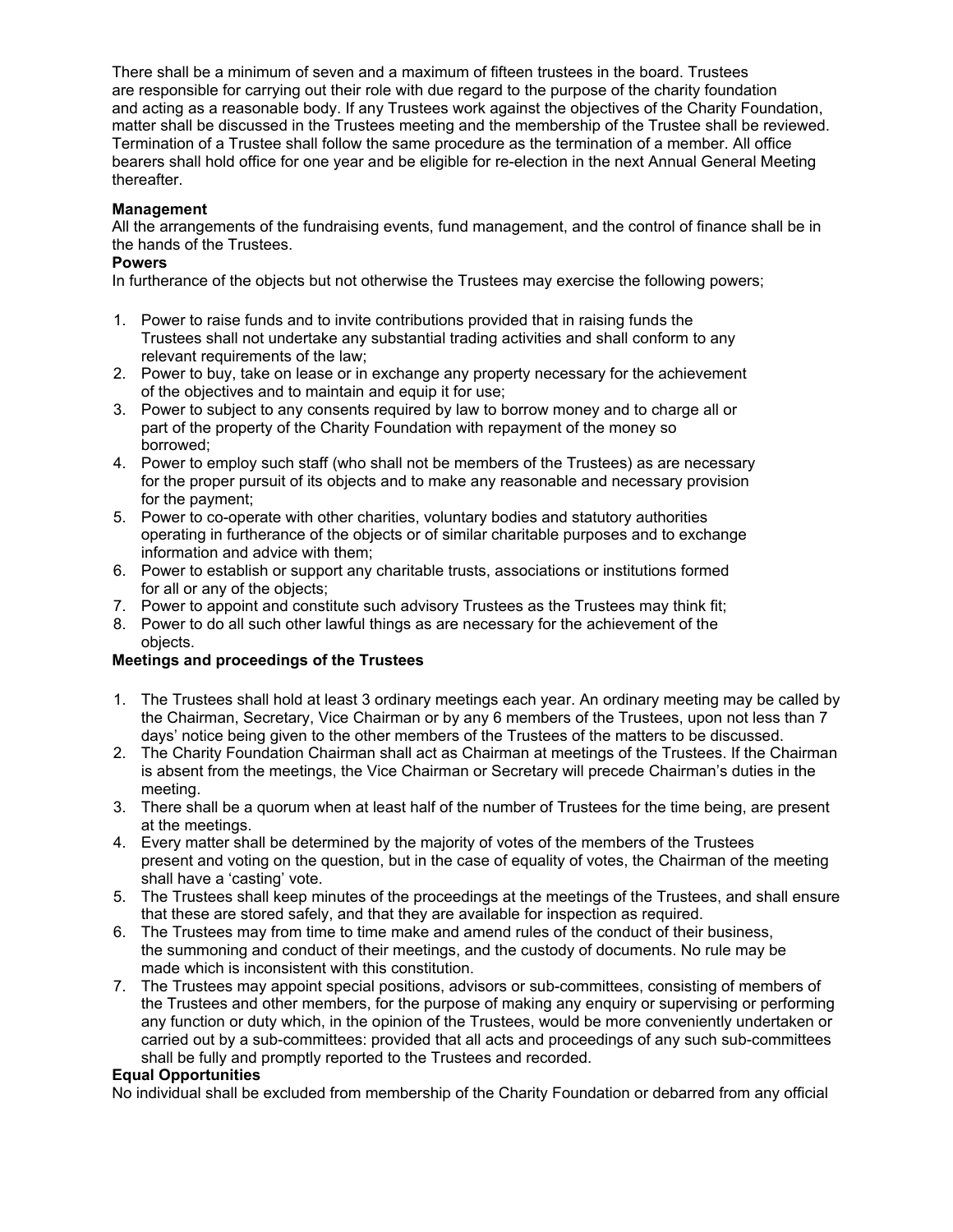There shall be a minimum of seven and a maximum of fifteen trustees in the board. Trustees are responsible for carrying out their role with due regard to the purpose of the charity foundation and acting as a reasonable body. If any Trustees work against the objectives of the Charity Foundation, matter shall be discussed in the Trustees meeting and the membership of the Trustee shall be reviewed. Termination of a Trustee shall follow the same procedure as the termination of a member. All office bearers shall hold office for one year and be eligible for re-election in the next Annual General Meeting thereafter.

**Management**

All the arrangements of the fundraising events, fund management, and the control of finance shall be in the hands of the Trustees.

**Powers**

In furtherance of the objects but not otherwise the Trustees may exercise the following powers;

1. Power to raise funds and to invite contributions provided that in raising funds the Trustees shall not undertake any substantial trading activities and shall conform to any relevant requirements of the law;
2. Power to buy, take on lease or in exchange any property necessary for the achievement of the objectives and to maintain and equip it for use;
3. Power to subject to any consents required by law to borrow money and to charge all or part of the property of the Charity Foundation with repayment of the money so borrowed;
4. Power to employ such staff (who shall not be members of the Trustees) as are necessary for the proper pursuit of its objects and to make any reasonable and necessary provision for the payment;
5. Power to co-operate with other charities, voluntary bodies and statutory authorities operating in furtherance of the objects or of similar charitable purposes and to exchange information and advice with them;
6. Power to establish or support any charitable trusts, associations or institutions formed for all or any of the objects;
7. Power to appoint and constitute such advisory Trustees as the Trustees may think fit;
8. Power to do all such other lawful things as are necessary for the achievement of the objects.

**Meetings and proceedings of the Trustees**

1. The Trustees shall hold at least 3 ordinary meetings each year. An ordinary meeting may be called by the Chairman, Secretary, Vice Chairman or by any 6 members of the Trustees, upon not less than 7 days' notice being given to the other members of the Trustees of the matters to be discussed.
2. The Charity Foundation Chairman shall act as Chairman at meetings of the Trustees. If the Chairman is absent from the meetings, the Vice Chairman or Secretary will precede Chairman's duties in the meeting.
3. There shall be a quorum when at least half of the number of Trustees for the time being, are present at the meetings.
4. Every matter shall be determined by the majority of votes of the members of the Trustees present and voting on the question, but in the case of equality of votes, the Chairman of the meeting shall have a 'casting' vote.
5. The Trustees shall keep minutes of the proceedings at the meetings of the Trustees, and shall ensure that these are stored safely, and that they are available for inspection as required.
6. The Trustees may from time to time make and amend rules of the conduct of their business, the summoning and conduct of their meetings, and the custody of documents. No rule may be made which is inconsistent with this constitution.
7. The Trustees may appoint special positions, advisors or sub-committees, consisting of members of the Trustees and other members, for the purpose of making any enquiry or supervising or performing any function or duty which, in the opinion of the Trustees, would be more conveniently undertaken or carried out by a sub-committees: provided that all acts and proceedings of any such sub-committees shall be fully and promptly reported to the Trustees and recorded.

**Equal Opportunities**

No individual shall be excluded from membership of the Charity Foundation or debarred from any official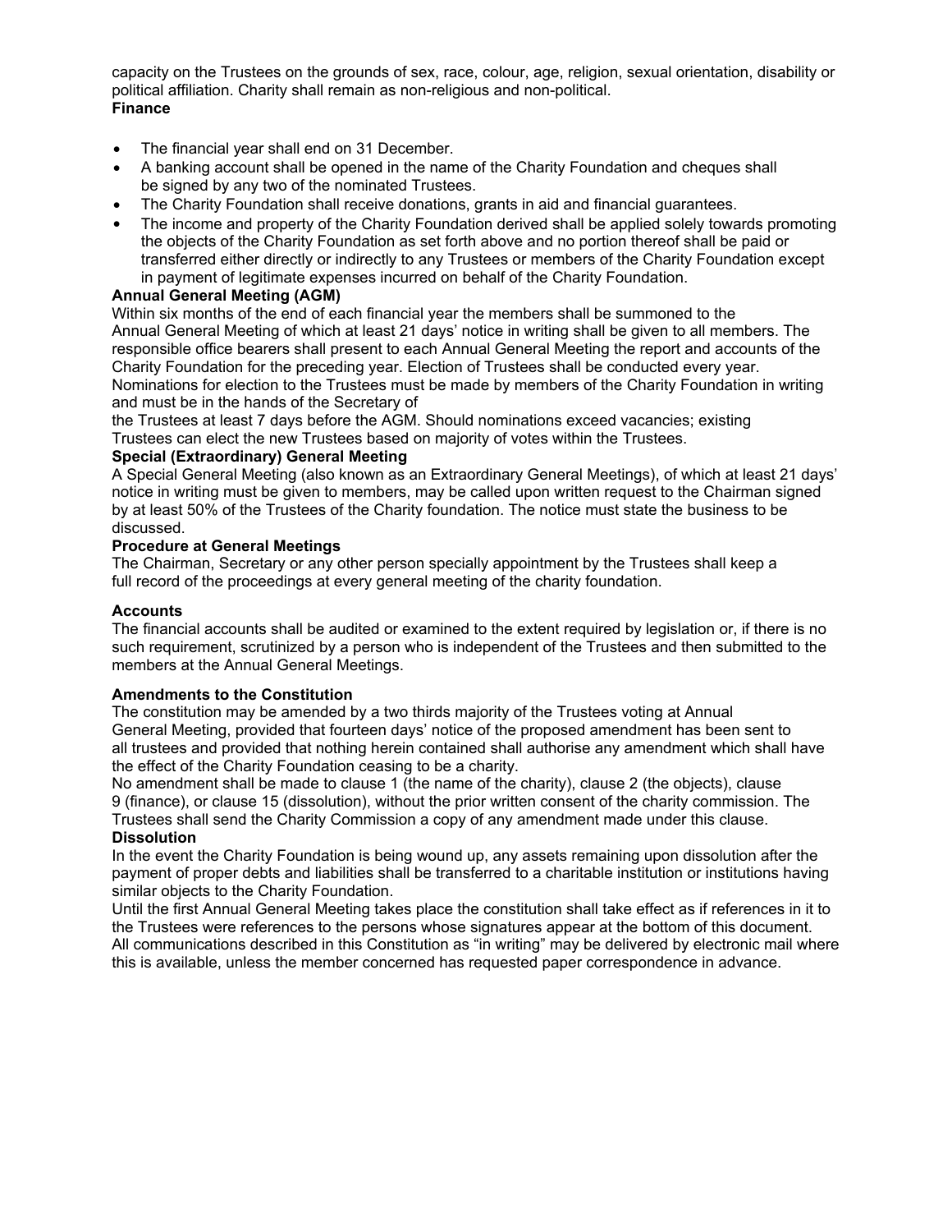capacity on the Trustees on the grounds of sex, race, colour, age, religion, sexual orientation, disability or political affiliation. Charity shall remain as non-religious and non-political.

**Finance**

- The financial year shall end on 31 December.
- A banking account shall be opened in the name of the Charity Foundation and cheques shall be signed by any two of the nominated Trustees.
- The Charity Foundation shall receive donations, grants in aid and financial guarantees.
- The income and property of the Charity Foundation derived shall be applied solely towards promoting the objects of the Charity Foundation as set forth above and no portion thereof shall be paid or transferred either directly or indirectly to any Trustees or members of the Charity Foundation except in payment of legitimate expenses incurred on behalf of the Charity Foundation.

**Annual General Meeting (AGM)**

Within six months of the end of each financial year the members shall be summoned to the Annual General Meeting of which at least 21 days' notice in writing shall be given to all members. The responsible office bearers shall present to each Annual General Meeting the report and accounts of the Charity Foundation for the preceding year. Election of Trustees shall be conducted every year. Nominations for election to the Trustees must be made by members of the Charity Foundation in writing and must be in the hands of the Secretary of the Trustees at least 7 days before the AGM. Should nominations exceed vacancies; existing Trustees can elect the new Trustees based on majority of votes within the Trustees.

**Special (Extraordinary) General Meeting**

A Special General Meeting (also known as an Extraordinary General Meetings), of which at least 21 days' notice in writing must be given to members, may be called upon written request to the Chairman signed by at least 50% of the Trustees of the Charity foundation. The notice must state the business to be discussed.

**Procedure at General Meetings**

The Chairman, Secretary or any other person specially appointment by the Trustees shall keep a full record of the proceedings at every general meeting of the charity foundation.

**Accounts**

The financial accounts shall be audited or examined to the extent required by legislation or, if there is no such requirement, scrutinized by a person who is independent of the Trustees and then submitted to the members at the Annual General Meetings.

**Amendments to the Constitution**

The constitution may be amended by a two thirds majority of the Trustees voting at Annual General Meeting, provided that fourteen days' notice of the proposed amendment has been sent to all trustees and provided that nothing herein contained shall authorise any amendment which shall have the effect of the Charity Foundation ceasing to be a charity.

No amendment shall be made to clause 1 (the name of the charity), clause 2 (the objects), clause 9 (finance), or clause 15 (dissolution), without the prior written consent of the charity commission. The Trustees shall send the Charity Commission a copy of any amendment made under this clause.

**Dissolution**

In the event the Charity Foundation is being wound up, any assets remaining upon dissolution after the payment of proper debts and liabilities shall be transferred to a charitable institution or institutions having similar objects to the Charity Foundation.

Until the first Annual General Meeting takes place the constitution shall take effect as if references in it to the Trustees were references to the persons whose signatures appear at the bottom of this document. All communications described in this Constitution as "in writing" may be delivered by electronic mail where this is available, unless the member concerned has requested paper correspondence in advance.